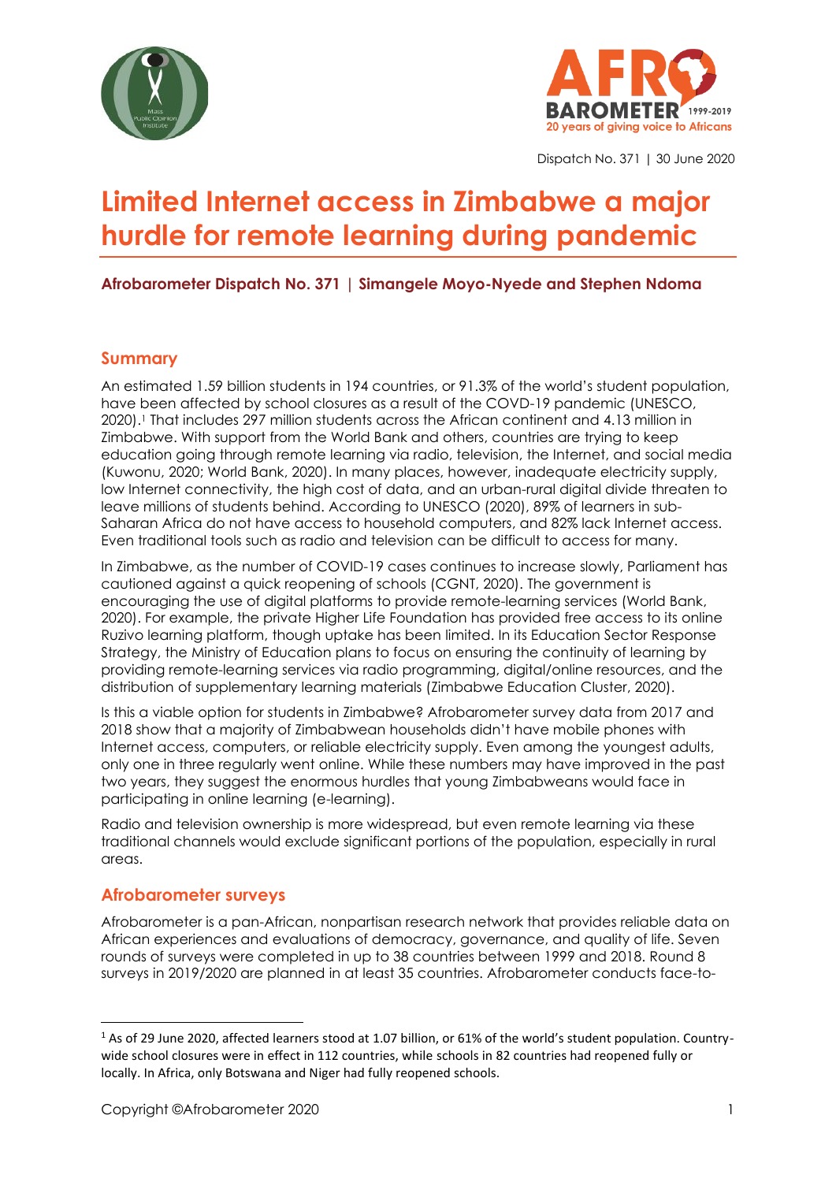Dispatch No. 371 | 30 June 2020

# Limited Internet access in Zimbabwe a major hurdle for remote learning during pandemic

**Afrobarometer Dispatch No. 371 | Simangele Moyo-Nyede and Stephen Ndoma**

## Summary

An estimated 1.59 billion students in 194 countries, or 91.3% of the world's student population, have been affected by school closures as a result of the COVID-19 pandemic (UNESCO, 2020).[1] That includes 297 million students across the African continent and 4.13 million in Zimbabwe. With support from the World Bank and others, countries are trying to keep education going through remote learning via radio, television, the Internet, and social media (Kuwonu, 2020; World Bank, 2020). In many places, however, inadequate electricity supply, low Internet connectivity, the high cost of data, and an urban-rural digital divide threaten to leave millions of students behind. According to UNESCO (2020), 89% of learners in sub-Saharan Africa do not have access to household computers, and 82% lack Internet access. Even traditional tools such as radio and television can be difficult to access for many.

In Zimbabwe, as the number of COVID-19 cases continues to increase slowly, Parliament has cautioned against a quick reopening of schools (CGNT, 2020). The government is encouraging the use of digital platforms to provide remote-learning services (World Bank, 2020). For example, the private Higher Life Foundation has provided free access to its online Ruzivo learning platform, though uptake has been limited. In its Education Sector Response Strategy, the Ministry of Education plans to focus on ensuring the continuity of learning by providing remote-learning services via radio programming, digital/online resources, and the distribution of supplementary learning materials (Zimbabwe Education Cluster, 2020).

Is this a viable option for students in Zimbabwe? Afrobarometer survey data from 2017 and 2018 show that a majority of Zimbabwean households didn't have mobile phones with Internet access, computers, or reliable electricity supply. Even among the youngest adults, only one in three regularly went online. While these numbers may have improved in the past two years, they suggest the enormous hurdles that young Zimbabweans would face in participating in online learning (e-learning).

Radio and television ownership is more widespread, but even remote learning via these traditional channels would exclude significant portions of the population, especially in rural areas.

## Afrobarometer surveys

Afrobarometer is a pan-African, nonpartisan research network that provides reliable data on African experiences and evaluations of democracy, governance, and quality of life. Seven rounds of surveys were completed in up to 38 countries between 1999 and 2018. Round 8 surveys in 2019/2020 are planned in at least 35 countries. Afrobarometer conducts face-to-

---

[1] As of 29 June 2020, affected learners stood at 1.07 billion, or 61% of the world's student population. Country-wide school closures were in effect in 112 countries, while schools in 82 countries had reopened fully or locally. In Africa, only Botswana and Niger had fully reopened schools.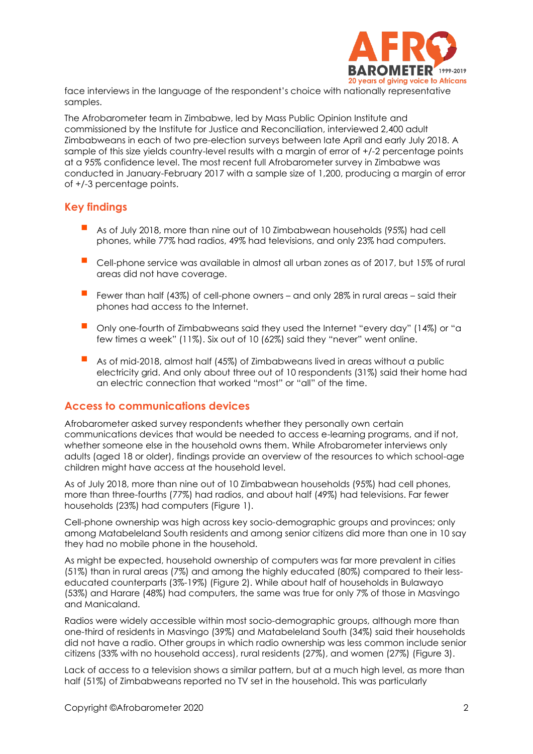face interviews in the language of the respondent's choice with nationally representative samples.

The Afrobarometer team in Zimbabwe, led by Mass Public Opinion Institute and commissioned by the Institute for Justice and Reconciliation, interviewed 2,400 adult Zimbabweans in each of two pre-election surveys between late April and early July 2018. A sample of this size yields country-level results with a margin of error of +/-2 percentage points at a 95% confidence level. The most recent full Afrobarometer survey in Zimbabwe was conducted in January-February 2017 with a sample size of 1,200, producing a margin of error of +/-3 percentage points.

## Key findings

- As of July 2018, more than nine out of 10 Zimbabwean households (95%) had cell phones, while 77% had radios, 49% had televisions, and only 23% had computers.
- Cell-phone service was available in almost all urban zones as of 2017, but 15% of rural areas did not have coverage.
- Fewer than half (43%) of cell-phone owners – and only 28% in rural areas – said their phones had access to the Internet.
- Only one-fourth of Zimbabweans said they used the Internet "every day" (14%) or "a few times a week" (11%). Six out of 10 (62%) said they "never" went online.
- As of mid-2018, almost half (45%) of Zimbabweans lived in areas without a public electricity grid. And only about three out of 10 respondents (31%) said their home had an electric connection that worked "most" or "all" of the time.

## Access to communications devices

Afrobarometer asked survey respondents whether they personally own certain communications devices that would be needed to access e-learning programs, and if not, whether someone else in the household owns them. While Afrobarometer interviews only adults (aged 18 or older), findings provide an overview of the resources to which school-age children might have access at the household level.

As of July 2018, more than nine out of 10 Zimbabwean households (95%) had cell phones, more than three-fourths (77%) had radios, and about half (49%) had televisions. Far fewer households (23%) had computers (Figure 1).

Cell-phone ownership was high across key socio-demographic groups and provinces; only among Matabeleland South residents and among senior citizens did more than one in 10 say they had no mobile phone in the household.

As might be expected, household ownership of computers was far more prevalent in cities (51%) than in rural areas (7%) and among the highly educated (80%) compared to their less-educated counterparts (3%-19%) (Figure 2). While about half of households in Bulawayo (53%) and Harare (48%) had computers, the same was true for only 7% of those in Masvingo and Manicaland.

Radios were widely accessible within most socio-demographic groups, although more than one-third of residents in Masvingo (39%) and Matabeleland South (34%) said their households did not have a radio. Other groups in which radio ownership was less common include senior citizens (33% with no household access), rural residents (27%), and women (27%) (Figure 3).

Lack of access to a television shows a similar pattern, but at a much high level, as more than half (51%) of Zimbabweans reported no TV set in the household. This was particularly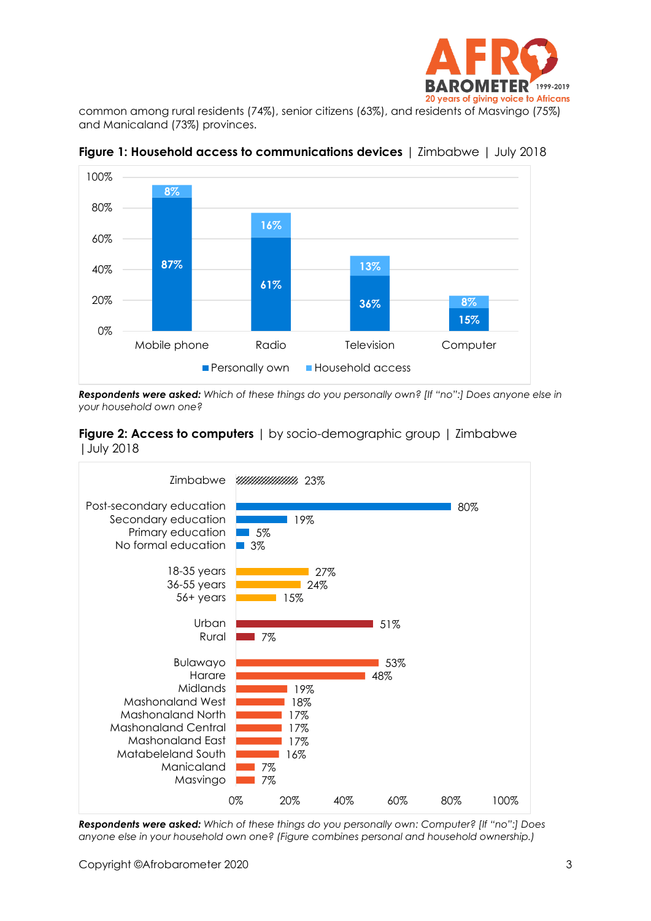common among rural residents (74%), senior citizens (63%), and residents of Masvingo (75%) and Manicaland (73%) provinces.

**Figure 1: Household access to communications devices** | Zimbabwe | July 2018

| | Personally own | Household access |
|---|---|---|
| Mobile phone | 87% | 8% |
| Radio | 61% | 16% |
| Television | 36% | 13% |
| Computer | 15% | 8% |

***Respondents were asked:*** *Which of these things do you personally own? [If "no":] Does anyone else in your household own one?*

**Figure 2: Access to computers** | by socio-demographic group | Zimbabwe | July 2018

| Group | Access to computers |
|---|---|
| Zimbabwe | 23% |
| Post-secondary education | 80% |
| Secondary education | 19% |
| Primary education | 5% |
| No formal education | 3% |
| 18-35 years | 27% |
| 36-55 years | 24% |
| 56+ years | 15% |
| Urban | 51% |
| Rural | 7% |
| Bulawayo | 53% |
| Harare | 48% |
| Midlands | 19% |
| Mashonaland West | 18% |
| Mashonaland North | 17% |
| Mashonaland Central | 17% |
| Mashonaland East | 17% |
| Matabeleland South | 16% |
| Manicaland | 7% |
| Masvingo | 7% |

***Respondents were asked:*** *Which of these things do you personally own: Computer? [If "no":] Does anyone else in your household own one? (Figure combines personal and household ownership.)*

Copyright ©Afrobarometer 2020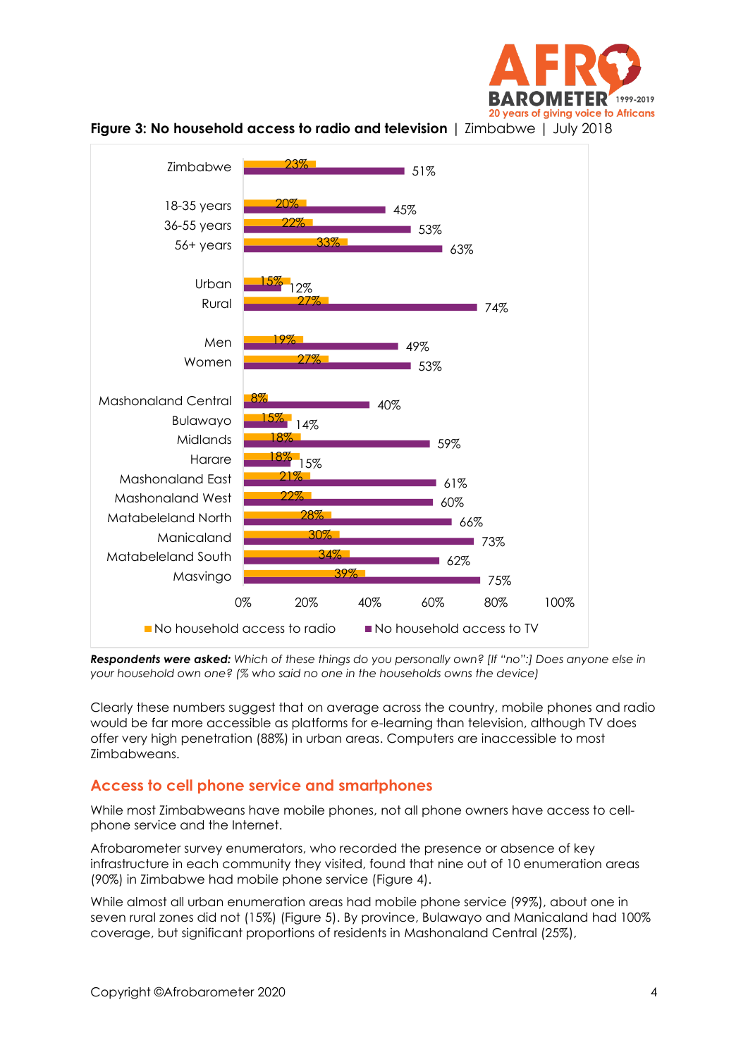**Figure 3: No household access to radio and television** | Zimbabwe | July 2018

| | No household access to radio | No household access to TV |
|---|---|---|
| Zimbabwe | 23% | 51% |
| 18-35 years | 20% | 45% |
| 36-55 years | 22% | 53% |
| 56+ years | 33% | 63% |
| Urban | 15% | 12% |
| Rural | 27% | 74% |
| Men | 19% | 49% |
| Women | 27% | 53% |
| Mashonaland Central | 8% | 40% |
| Bulawayo | 15% | 14% |
| Midlands | 18% | 59% |
| Harare | 18% | 15% |
| Mashonaland East | 21% | 61% |
| Mashonaland West | 22% | 60% |
| Matabeleland North | 28% | 66% |
| Manicaland | 30% | 73% |
| Matabeleland South | 34% | 62% |
| Masvingo | 39% | 75% |

***Respondents were asked:** Which of these things do you personally own? [If "no":] Does anyone else in your household own one? (% who said no one in the households owns the device)*

Clearly these numbers suggest that on average across the country, mobile phones and radio would be far more accessible as platforms for e-learning than television, although TV does offer very high penetration (88%) in urban areas. Computers are inaccessible to most Zimbabweans.

## Access to cell phone service and smartphones

While most Zimbabweans have mobile phones, not all phone owners have access to cell-phone service and the Internet.

Afrobarometer survey enumerators, who recorded the presence or absence of key infrastructure in each community they visited, found that nine out of 10 enumeration areas (90%) in Zimbabwe had mobile phone service (Figure 4).

While almost all urban enumeration areas had mobile phone service (99%), about one in seven rural zones did not (15%) (Figure 5). By province, Bulawayo and Manicaland had 100% coverage, but significant proportions of residents in Mashonaland Central (25%),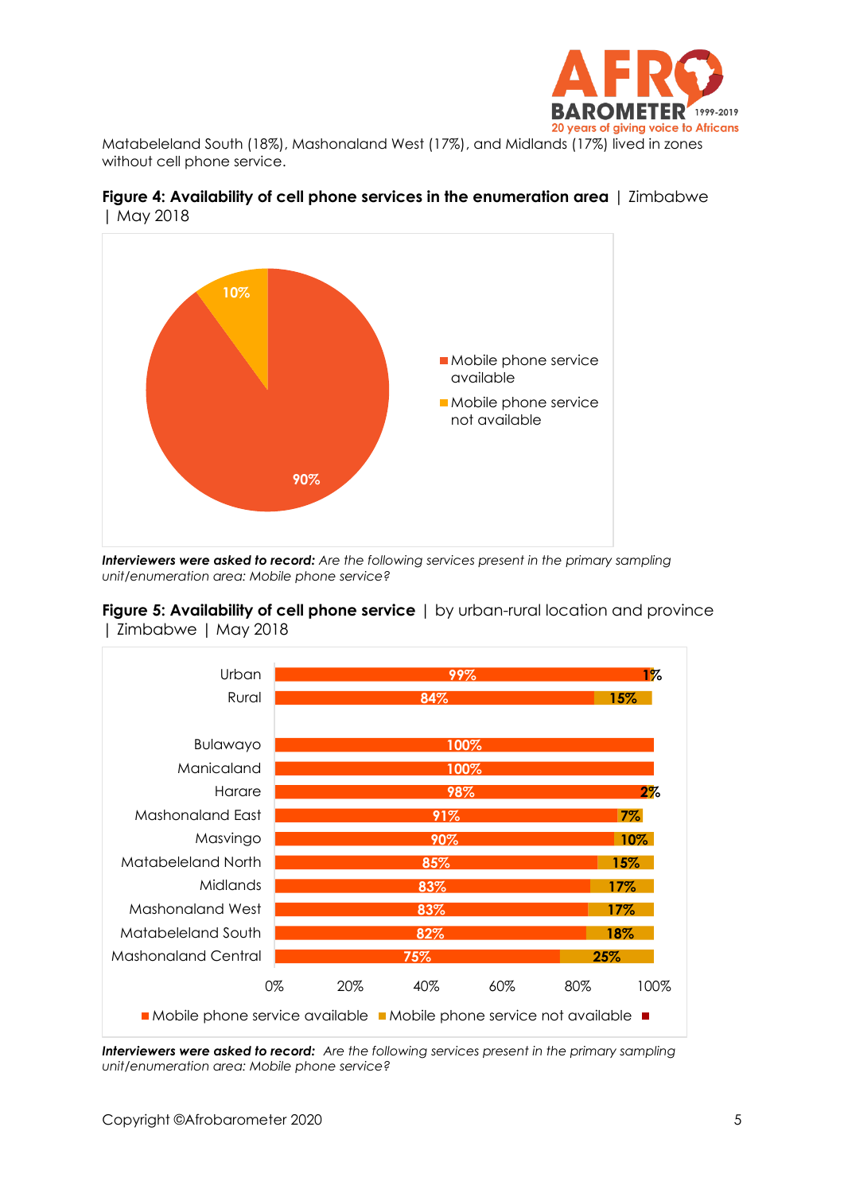Matabeleland South (18%), Mashonaland West (17%), and Midlands (17%) lived in zones without cell phone service.

**Figure 4: Availability of cell phone services in the enumeration area** | Zimbabwe | May 2018

| | % |
|---|---|
| Mobile phone service available | 90% |
| Mobile phone service not available | 10% |

***Interviewers were asked to record:*** *Are the following services present in the primary sampling unit/enumeration area: Mobile phone service?*

**Figure 5: Availability of cell phone service** | by urban-rural location and province | Zimbabwe | May 2018

| | Mobile phone service available | Mobile phone service not available |
|---|---|---|
| Urban | 99% | 1% |
| Rural | 84% | 15% |
| Bulawayo | 100% | |
| Manicaland | 100% | |
| Harare | 98% | 2% |
| Mashonaland East | 91% | 7% |
| Masvingo | 90% | 10% |
| Matabeleland North | 85% | 15% |
| Midlands | 83% | 17% |
| Mashonaland West | 83% | 17% |
| Matabeleland South | 82% | 18% |
| Mashonaland Central | 75% | 25% |

***Interviewers were asked to record:*** *Are the following services present in the primary sampling unit/enumeration area: Mobile phone service?*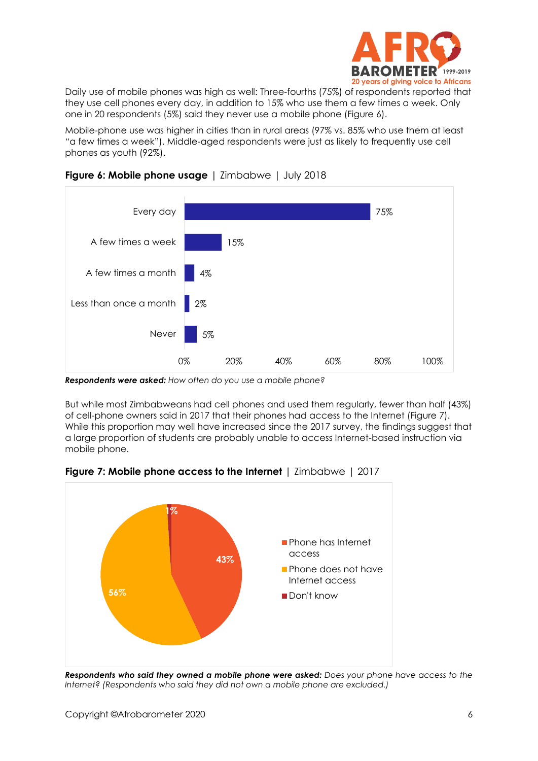Daily use of mobile phones was high as well: Three-fourths (75%) of respondents reported that they use cell phones every day, in addition to 15% who use them a few times a week. Only one in 20 respondents (5%) said they never use a mobile phone (Figure 6).

Mobile-phone use was higher in cities than in rural areas (97% vs. 85% who use them at least "a few times a week"). Middle-aged respondents were just as likely to frequently use cell phones as youth (92%).

**Figure 6: Mobile phone usage** | Zimbabwe | July 2018

| Response | % |
|---|---|
| Every day | 75% |
| A few times a week | 15% |
| A few times a month | 4% |
| Less than once a month | 2% |
| Never | 5% |

***Respondents were asked:*** *How often do you use a mobile phone?*

But while most Zimbabweans had cell phones and used them regularly, fewer than half (43%) of cell-phone owners said in 2017 that their phones had access to the Internet (Figure 7). While this proportion may well have increased since the 2017 survey, the findings suggest that a large proportion of students are probably unable to access Internet-based instruction via mobile phone.

**Figure 7: Mobile phone access to the Internet** | Zimbabwe | 2017

| Response | % |
|---|---|
| Phone has Internet access | 43% |
| Phone does not have Internet access | 56% |
| Don't know | 1% |

***Respondents who said they owned a mobile phone were asked:*** *Does your phone have access to the Internet? (Respondents who said they did not own a mobile phone are excluded.)*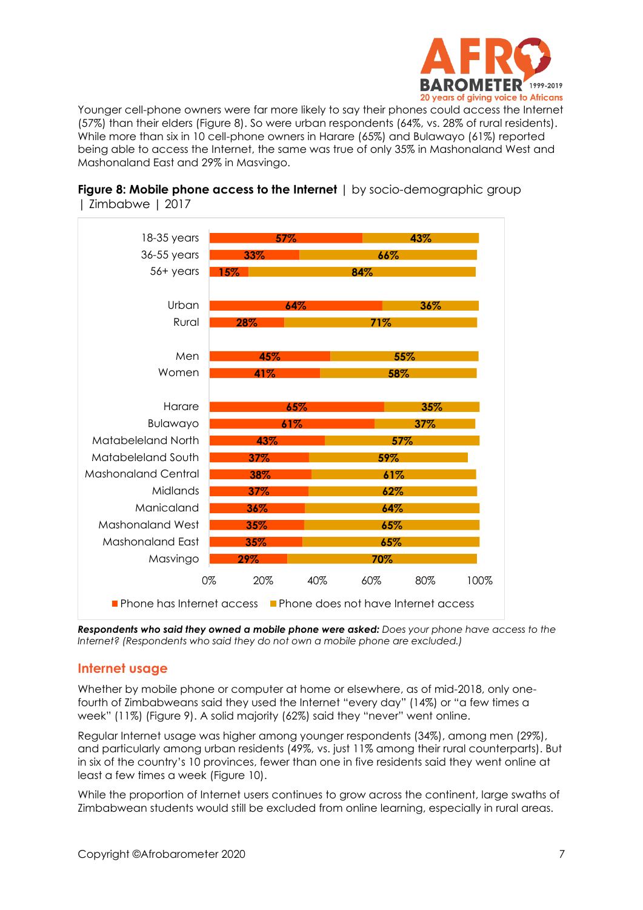Younger cell-phone owners were far more likely to say their phones could access the Internet (57%) than their elders (Figure 8). So were urban respondents (64%, vs. 28% of rural residents). While more than six in 10 cell-phone owners in Harare (65%) and Bulawayo (61%) reported being able to access the Internet, the same was true of only 35% in Mashonaland West and Mashonaland East and 29% in Masvingo.

**Figure 8: Mobile phone access to the Internet** | by socio-demographic group | Zimbabwe | 2017

| | Phone has Internet access | Phone does not have Internet access |
|---|---|---|
| 18-35 years | 57% | 43% |
| 36-55 years | 33% | 66% |
| 56+ years | 15% | 84% |
| Urban | 64% | 36% |
| Rural | 28% | 71% |
| Men | 45% | 55% |
| Women | 41% | 58% |
| Harare | 65% | 35% |
| Bulawayo | 61% | 37% |
| Matabeleland North | 43% | 57% |
| Matabeleland South | 37% | 59% |
| Mashonaland Central | 38% | 61% |
| Midlands | 37% | 62% |
| Manicaland | 36% | 64% |
| Mashonaland West | 35% | 65% |
| Mashonaland East | 35% | 65% |
| Masvingo | 29% | 70% |

***Respondents who said they owned a mobile phone were asked:*** *Does your phone have access to the Internet? (Respondents who said they do not own a mobile phone are excluded.)*

## Internet usage

Whether by mobile phone or computer at home or elsewhere, as of mid-2018, only one-fourth of Zimbabweans said they used the Internet "every day" (14%) or "a few times a week" (11%) (Figure 9). A solid majority (62%) said they "never" went online.

Regular Internet usage was higher among younger respondents (34%), among men (29%), and particularly among urban residents (49%, vs. just 11% among their rural counterparts). But in six of the country's 10 provinces, fewer than one in five residents said they went online at least a few times a week (Figure 10).

While the proportion of Internet users continues to grow across the continent, large swaths of Zimbabwean students would still be excluded from online learning, especially in rural areas.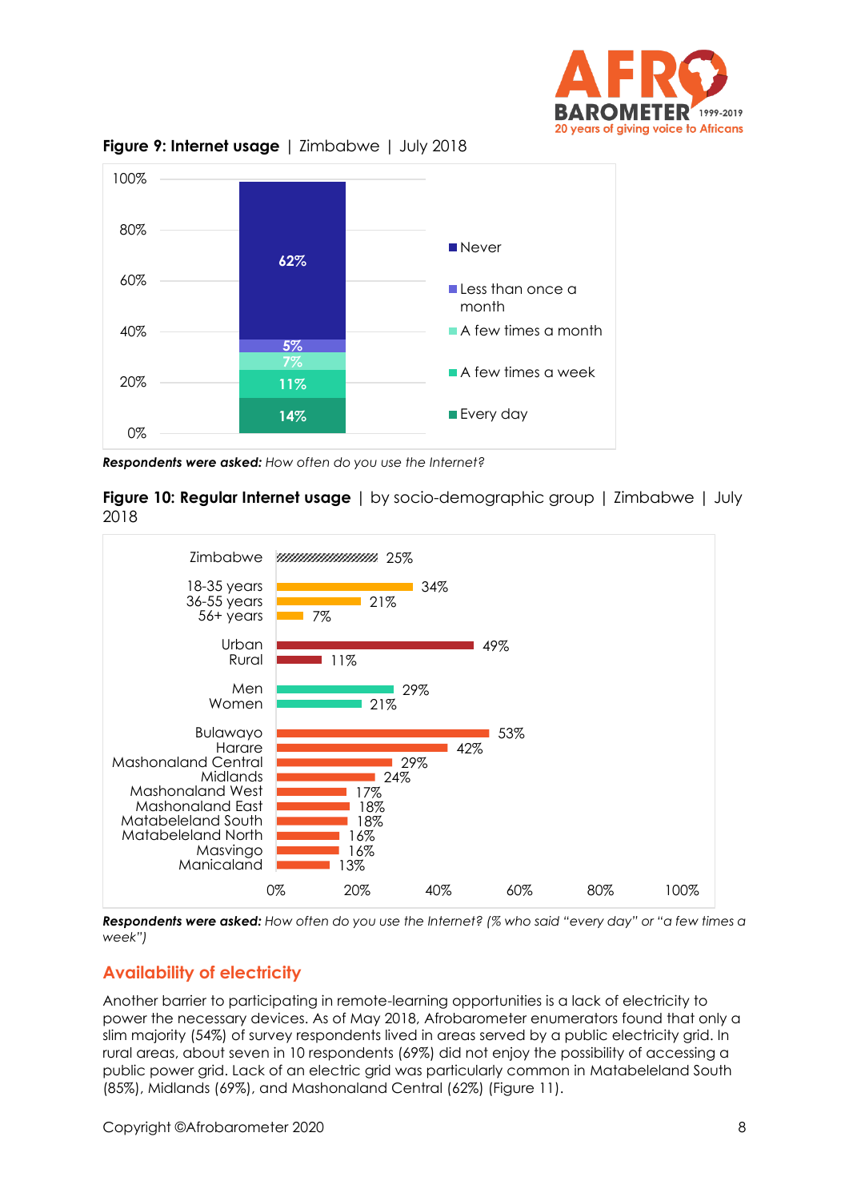**Figure 9: Internet usage** | Zimbabwe | July 2018

| Response | % |
|---|---|
| Never | 62% |
| Less than once a month | 5% |
| A few times a month | 7% |
| A few times a week | 11% |
| Every day | 14% |

***Respondents were asked:*** *How often do you use the Internet?*

**Figure 10: Regular Internet usage** | by socio-demographic group | Zimbabwe | July 2018

| Group | % |
|---|---|
| Zimbabwe | 25% |
| 18-35 years | 34% |
| 36-55 years | 21% |
| 56+ years | 7% |
| Urban | 49% |
| Rural | 11% |
| Men | 29% |
| Women | 21% |
| Bulawayo | 53% |
| Harare | 42% |
| Mashonaland Central | 29% |
| Midlands | 24% |
| Mashonaland West | 17% |
| Mashonaland East | 18% |
| Matabeleland South | 18% |
| Matabeleland North | 16% |
| Masvingo | 16% |
| Manicaland | 13% |

***Respondents were asked:*** *How often do you use the Internet? (% who said "every day" or "a few times a week")*

## Availability of electricity

Another barrier to participating in remote-learning opportunities is a lack of electricity to power the necessary devices. As of May 2018, Afrobarometer enumerators found that only a slim majority (54%) of survey respondents lived in areas served by a public electricity grid. In rural areas, about seven in 10 respondents (69%) did not enjoy the possibility of accessing a public power grid. Lack of an electric grid was particularly common in Matabeleland South (85%), Midlands (69%), and Mashonaland Central (62%) (Figure 11).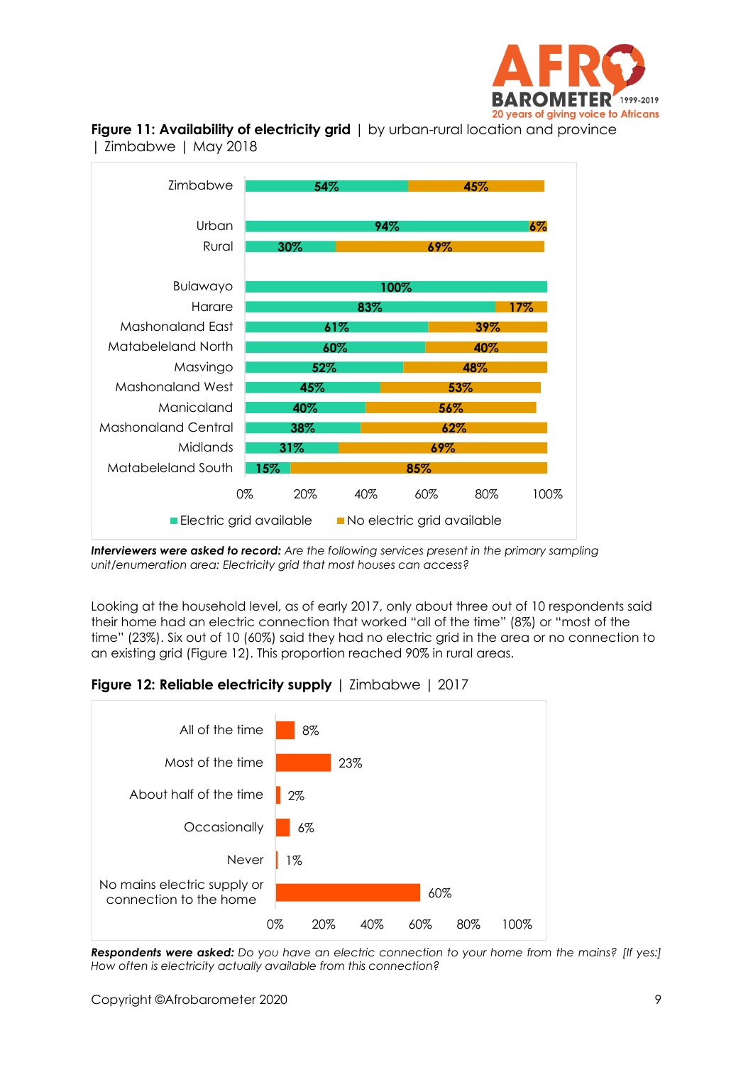**Figure 11: Availability of electricity grid** | by urban-rural location and province | Zimbabwe | May 2018

| | Electric grid available | No electric grid available |
|---|---|---|
| Zimbabwe | 54% | 45% |
| Urban | 94% | 6% |
| Rural | 30% | 69% |
| Bulawayo | 100% | |
| Harare | 83% | 17% |
| Mashonaland East | 61% | 39% |
| Matabeleland North | 60% | 40% |
| Masvingo | 52% | 48% |
| Mashonaland West | 45% | 53% |
| Manicaland | 40% | 56% |
| Mashonaland Central | 38% | 62% |
| Midlands | 31% | 69% |
| Matabeleland South | 15% | 85% |

***Interviewers were asked to record:*** *Are the following services present in the primary sampling unit/enumeration area: Electricity grid that most houses can access?*

Looking at the household level, as of early 2017, only about three out of 10 respondents said their home had an electric connection that worked "all of the time" (8%) or "most of the time" (23%). Six out of 10 (60%) said they had no electric grid in the area or no connection to an existing grid (Figure 12). This proportion reached 90% in rural areas.

**Figure 12: Reliable electricity supply** | Zimbabwe | 2017

| | |
|---|---|
| All of the time | 8% |
| Most of the time | 23% |
| About half of the time | 2% |
| Occasionally | 6% |
| Never | 1% |
| No mains electric supply or connection to the home | 60% |

***Respondents were asked:*** *Do you have an electric connection to your home from the mains? [If yes:] How often is electricity actually available from this connection?*

Copyright ©Afrobarometer 2020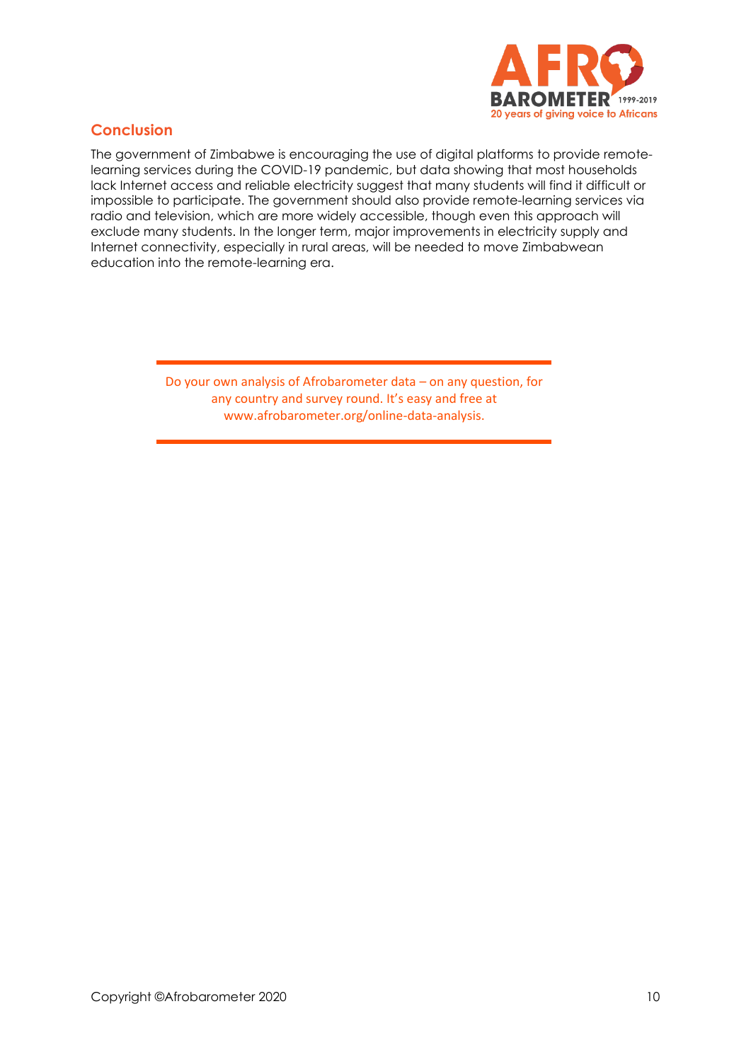## Conclusion

The government of Zimbabwe is encouraging the use of digital platforms to provide remote-learning services during the COVID-19 pandemic, but data showing that most households lack Internet access and reliable electricity suggest that many students will find it difficult or impossible to participate. The government should also provide remote-learning services via radio and television, which are more widely accessible, though even this approach will exclude many students. In the longer term, major improvements in electricity supply and Internet connectivity, especially in rural areas, will be needed to move Zimbabwean education into the remote-learning era.

Do your own analysis of Afrobarometer data – on any question, for any country and survey round. It's easy and free at www.afrobarometer.org/online-data-analysis.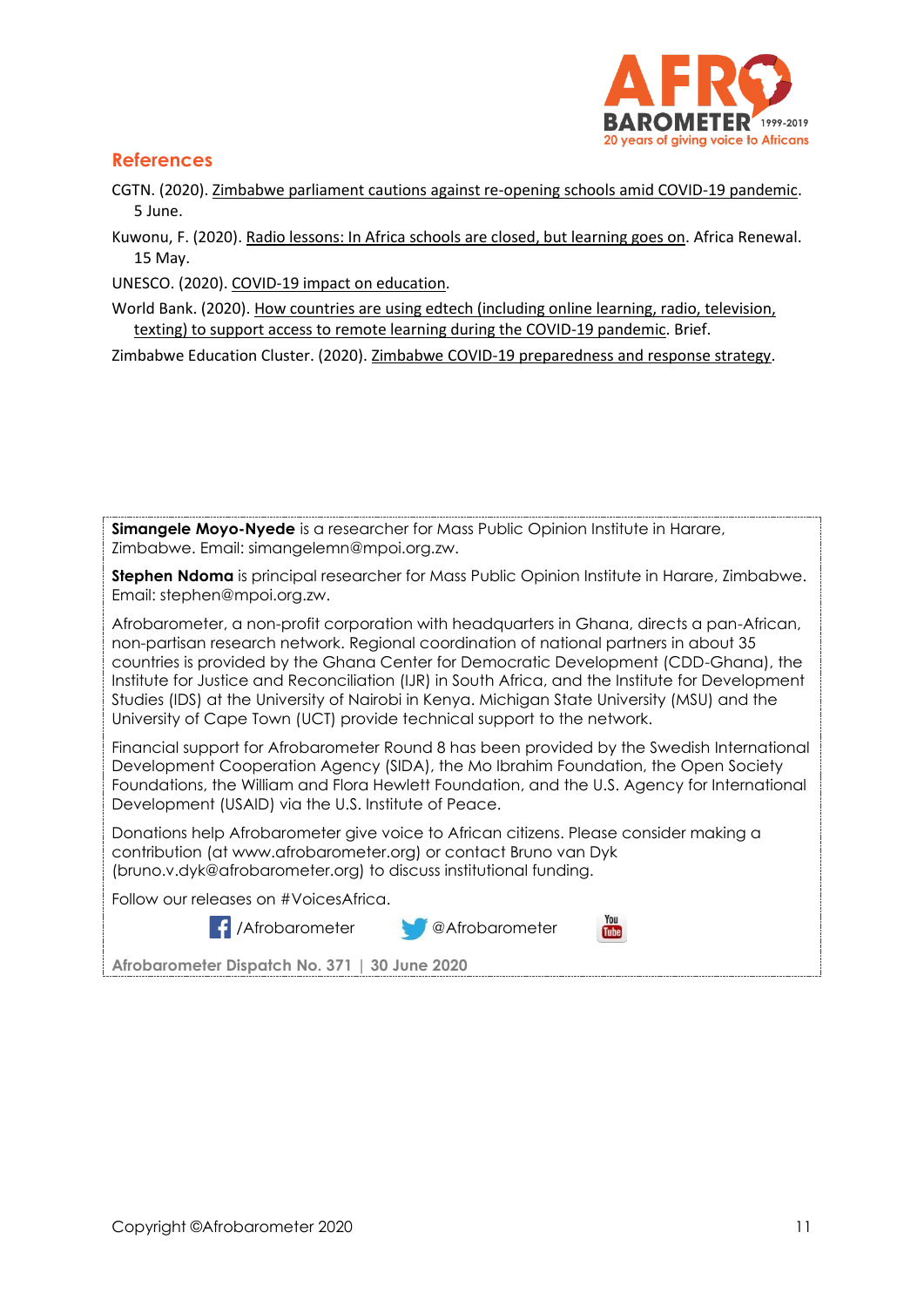## References

CGTN. (2020). Zimbabwe parliament cautions against re-opening schools amid COVID-19 pandemic. 5 June.

Kuwonu, F. (2020). Radio lessons: In Africa schools are closed, but learning goes on. Africa Renewal. 15 May.

UNESCO. (2020). COVID-19 impact on education.

World Bank. (2020). How countries are using edtech (including online learning, radio, television, texting) to support access to remote learning during the COVID-19 pandemic. Brief.

Zimbabwe Education Cluster. (2020). Zimbabwe COVID-19 preparedness and response strategy.

**Simangele Moyo-Nyede** is a researcher for Mass Public Opinion Institute in Harare, Zimbabwe. Email: simangelemn@mpoi.org.zw.

**Stephen Ndoma** is principal researcher for Mass Public Opinion Institute in Harare, Zimbabwe. Email: stephen@mpoi.org.zw.

Afrobarometer, a non-profit corporation with headquarters in Ghana, directs a pan-African, non-partisan research network. Regional coordination of national partners in about 35 countries is provided by the Ghana Center for Democratic Development (CDD-Ghana), the Institute for Justice and Reconciliation (IJR) in South Africa, and the Institute for Development Studies (IDS) at the University of Nairobi in Kenya. Michigan State University (MSU) and the University of Cape Town (UCT) provide technical support to the network.

Financial support for Afrobarometer Round 8 has been provided by the Swedish International Development Cooperation Agency (SIDA), the Mo Ibrahim Foundation, the Open Society Foundations, the William and Flora Hewlett Foundation, and the U.S. Agency for International Development (USAID) via the U.S. Institute of Peace.

Donations help Afrobarometer give voice to African citizens. Please consider making a contribution (at www.afrobarometer.org) or contact Bruno van Dyk (bruno.v.dyk@afrobarometer.org) to discuss institutional funding.

Follow our releases on #VoicesAfrica.

/Afrobarometer @Afrobarometer

**Afrobarometer Dispatch No. 371 | 30 June 2020**